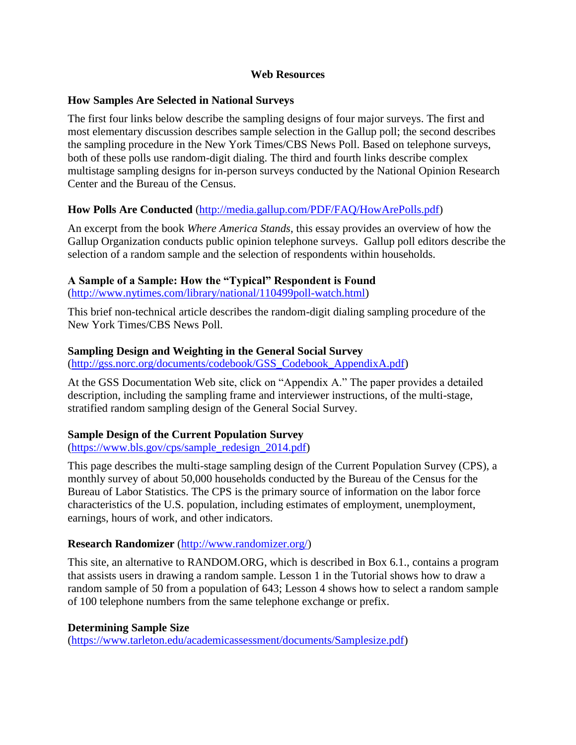# Web Resources

## How Samples Are Selected in National Surveys

The first four links below describe the sampling designs of four major surveys. The first and most elementary discussion describes sample selection in the Gallup poll; the second describes the sampling procedure in the New York Times/CBS News Poll. Based on telephone surveys, both of these polls use random-digit dialing. The third and fourth links describe complex multistage sampling designs for in-person surveys conducted by the National Opinion Research Center and the Bureau of the Census.

**How Polls Are Conducted** (http://media.gallup.com/PDF/FAQ/HowArePolls.pdf)

An excerpt from the book *Where America Stands*, this essay provides an overview of how the Gallup Organization conducts public opinion telephone surveys. Gallup poll editors describe the selection of a random sample and the selection of respondents within households.

**A Sample of a Sample: How the "Typical" Respondent is Found**
(http://www.nytimes.com/library/national/110499poll-watch.html)

This brief non-technical article describes the random-digit dialing sampling procedure of the New York Times/CBS News Poll.

**Sampling Design and Weighting in the General Social Survey**
(http://gss.norc.org/documents/codebook/GSS_Codebook_AppendixA.pdf)

At the GSS Documentation Web site, click on "Appendix A." The paper provides a detailed description, including the sampling frame and interviewer instructions, of the multi-stage, stratified random sampling design of the General Social Survey.

**Sample Design of the Current Population Survey**
(https://www.bls.gov/cps/sample_redesign_2014.pdf)

This page describes the multi-stage sampling design of the Current Population Survey (CPS), a monthly survey of about 50,000 households conducted by the Bureau of the Census for the Bureau of Labor Statistics. The CPS is the primary source of information on the labor force characteristics of the U.S. population, including estimates of employment, unemployment, earnings, hours of work, and other indicators.

**Research Randomizer** (http://www.randomizer.org/)

This site, an alternative to RANDOM.ORG, which is described in Box 6.1., contains a program that assists users in drawing a random sample. Lesson 1 in the Tutorial shows how to draw a random sample of 50 from a population of 643; Lesson 4 shows how to select a random sample of 100 telephone numbers from the same telephone exchange or prefix.

**Determining Sample Size**
(https://www.tarleton.edu/academicassessment/documents/Samplesize.pdf)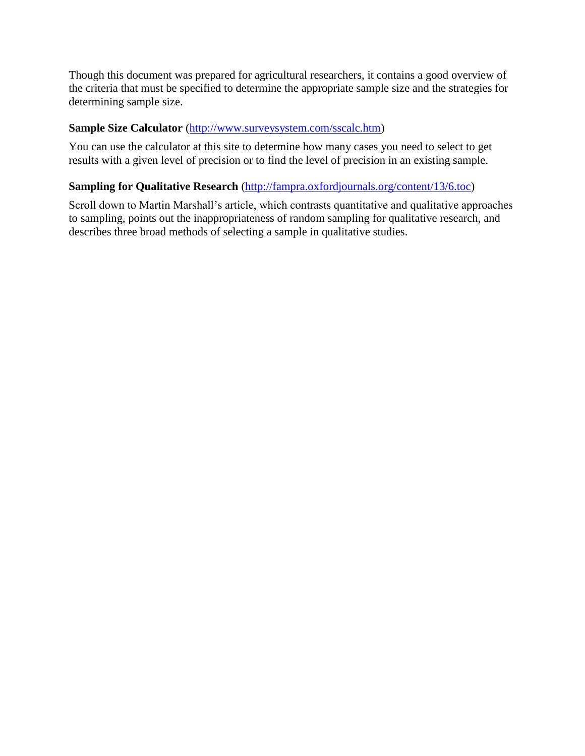Though this document was prepared for agricultural researchers, it contains a good overview of the criteria that must be specified to determine the appropriate sample size and the strategies for determining sample size.

**Sample Size Calculator** ([http://www.surveysystem.com/sscalc.htm](http://www.surveysystem.com/sscalc.htm))

You can use the calculator at this site to determine how many cases you need to select to get results with a given level of precision or to find the level of precision in an existing sample.

**Sampling for Qualitative Research** ([http://fampra.oxfordjournals.org/content/13/6.toc](http://fampra.oxfordjournals.org/content/13/6.toc))

Scroll down to Martin Marshall's article, which contrasts quantitative and qualitative approaches to sampling, points out the inappropriateness of random sampling for qualitative research, and describes three broad methods of selecting a sample in qualitative studies.